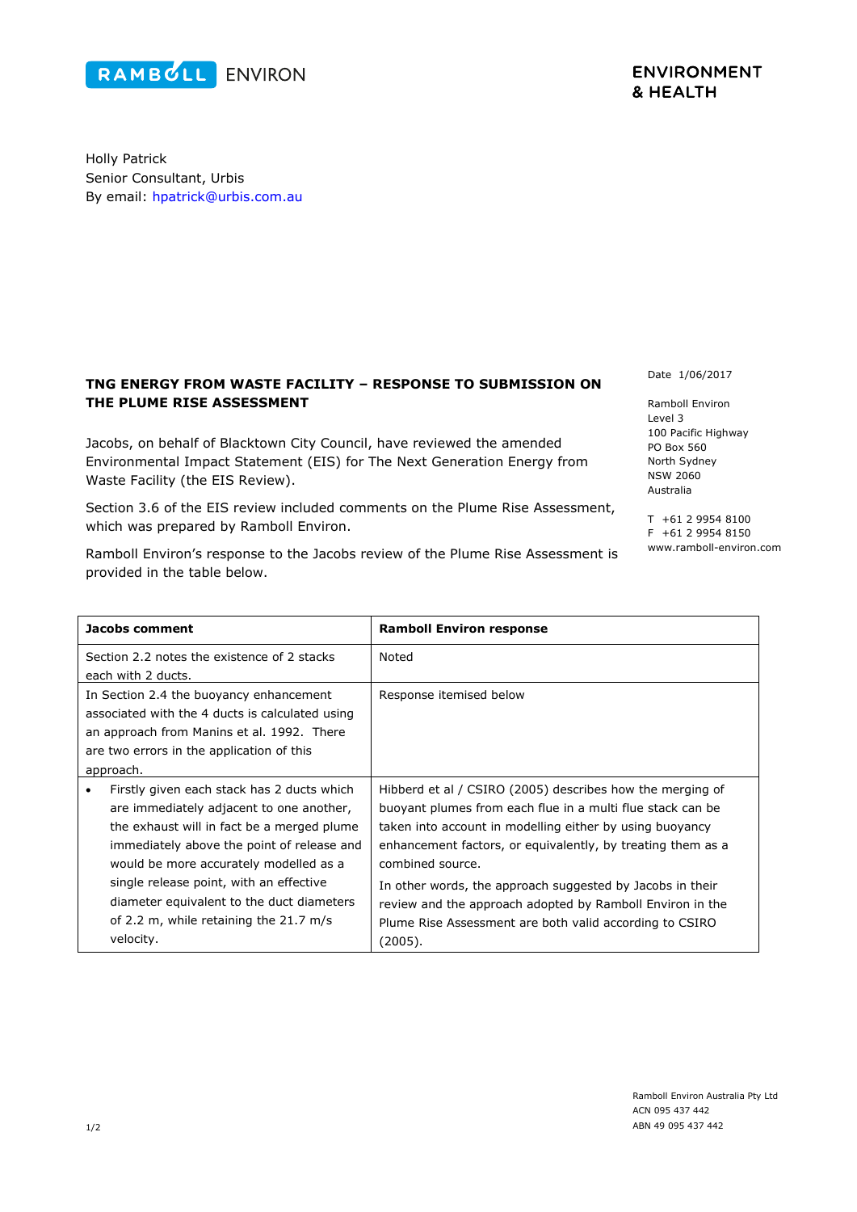RAMBOLL ENVIRON

ENVIRONMENT & HEALTH

Holly Patrick
Senior Consultant, Urbis
By email: hpatrick@urbis.com.au

Date 1/06/2017

Ramboll Environ
Level 3
100 Pacific Highway
PO Box 560
North Sydney
NSW 2060
Australia

T +61 2 9954 8100
F +61 2 9954 8150
www.ramboll-environ.com

**TNG ENERGY FROM WASTE FACILITY – RESPONSE TO SUBMISSION ON THE PLUME RISE ASSESSMENT**

Jacobs, on behalf of Blacktown City Council, have reviewed the amended Environmental Impact Statement (EIS) for The Next Generation Energy from Waste Facility (the EIS Review).

Section 3.6 of the EIS review included comments on the Plume Rise Assessment, which was prepared by Ramboll Environ.

Ramboll Environ's response to the Jacobs review of the Plume Rise Assessment is provided in the table below.

| Jacobs comment | Ramboll Environ response |
|---|---|
| Section 2.2 notes the existence of 2 stacks each with 2 ducts. | Noted |
| In Section 2.4 the buoyancy enhancement associated with the 4 ducts is calculated using an approach from Manins et al. 1992. There are two errors in the application of this approach. | Response itemised below |
| • Firstly given each stack has 2 ducts which are immediately adjacent to one another, the exhaust will in fact be a merged plume immediately above the point of release and would be more accurately modelled as a single release point, with an effective diameter equivalent to the duct diameters of 2.2 m, while retaining the 21.7 m/s velocity. | Hibberd et al / CSIRO (2005) describes how the merging of buoyant plumes from each flue in a multi flue stack can be taken into account in modelling either by using buoyancy enhancement factors, or equivalently, by treating them as a combined source.<br><br>In other words, the approach suggested by Jacobs in their review and the approach adopted by Ramboll Environ in the Plume Rise Assessment are both valid according to CSIRO (2005). |

Ramboll Environ Australia Pty Ltd
ACN 095 437 442
ABN 49 095 437 442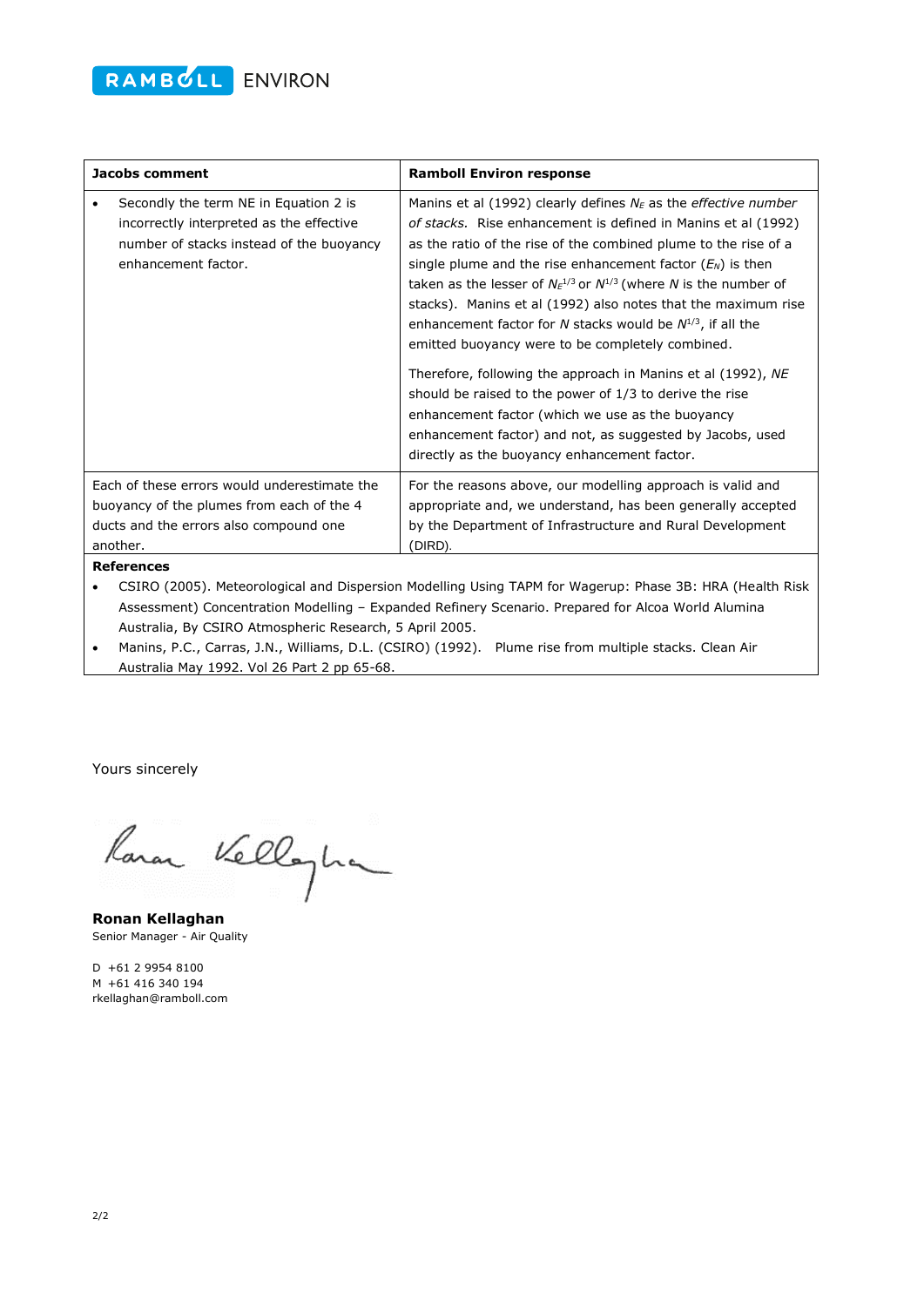| Jacobs comment | Ramboll Environ response |
|---|---|
| • Secondly the term NE in Equation 2 is incorrectly interpreted as the effective number of stacks instead of the buoyancy enhancement factor. | Manins et al (1992) clearly defines $N_E$ as the *effective number of stacks*. Rise enhancement is defined in Manins et al (1992) as the ratio of the rise of the combined plume to the rise of a single plume and the rise enhancement factor ($E_N$) is then taken as the lesser of $N_E^{1/3}$ or $N^{1/3}$ (where $N$ is the number of stacks). Manins et al (1992) also notes that the maximum rise enhancement factor for $N$ stacks would be $N^{1/3}$, if all the emitted buoyancy were to be completely combined.<br><br>Therefore, following the approach in Manins et al (1992), *NE* should be raised to the power of 1/3 to derive the rise enhancement factor (which we use as the buoyancy enhancement factor) and not, as suggested by Jacobs, used directly as the buoyancy enhancement factor. |
| Each of these errors would underestimate the buoyancy of the plumes from each of the 4 ducts and the errors also compound one another. | For the reasons above, our modelling approach is valid and appropriate and, we understand, has been generally accepted by the Department of Infrastructure and Rural Development (DIRD). |

**References**

- CSIRO (2005). Meteorological and Dispersion Modelling Using TAPM for Wagerup: Phase 3B: HRA (Health Risk Assessment) Concentration Modelling – Expanded Refinery Scenario. Prepared for Alcoa World Alumina Australia, By CSIRO Atmospheric Research, 5 April 2005.
- Manins, P.C., Carras, J.N., Williams, D.L. (CSIRO) (1992). Plume rise from multiple stacks. Clean Air Australia May 1992. Vol 26 Part 2 pp 65-68.

Yours sincerely

**Ronan Kellaghan**
Senior Manager - Air Quality

D +61 2 9954 8100
M +61 416 340 194
rkellaghan@ramboll.com